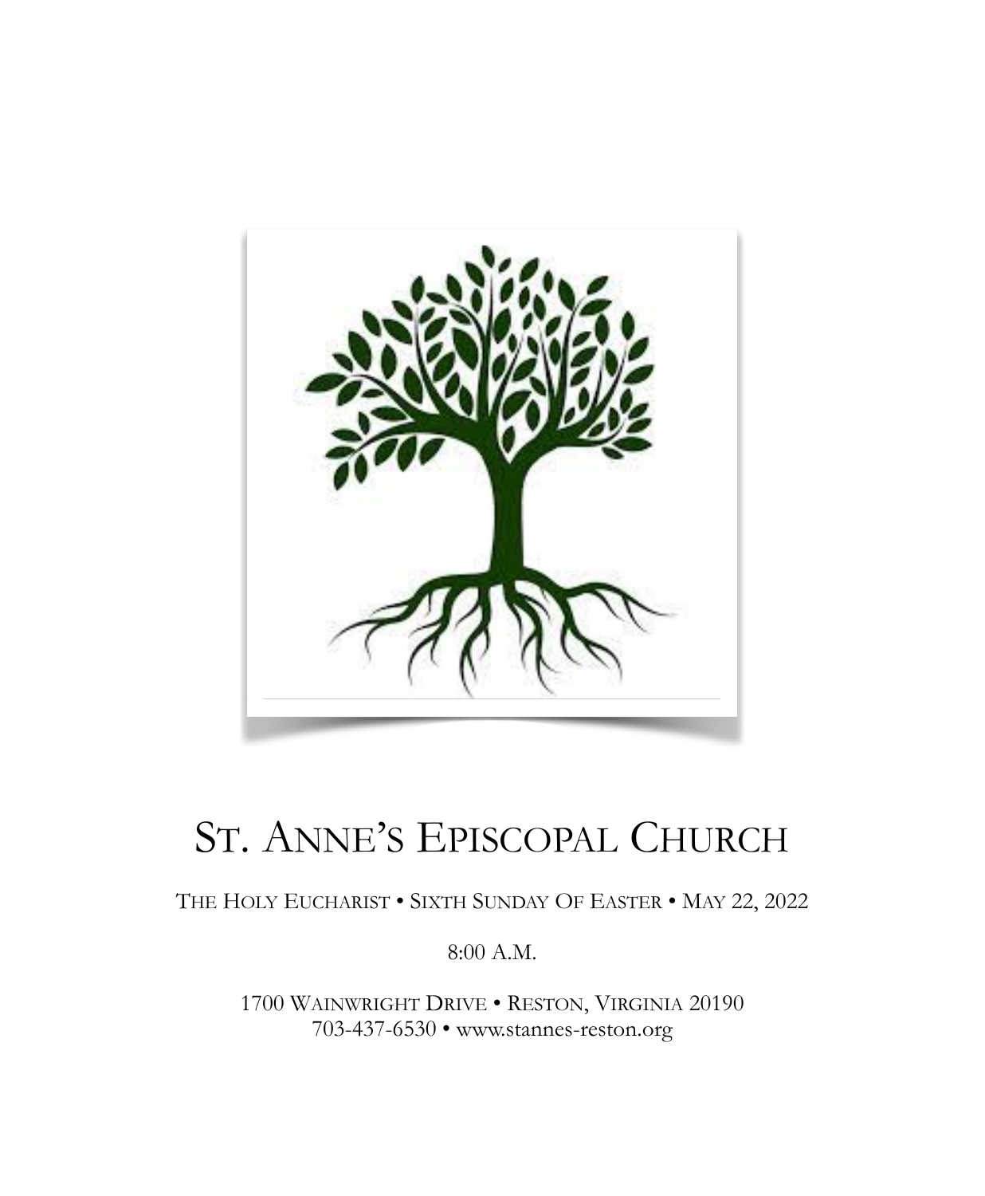# St. Anne's Episcopal Church

The Holy Eucharist • Sixth Sunday Of Easter • May 22, 2022

8:00 A.M.

1700 Wainwright Drive • Reston, Virginia 20190
703-437-6530 • www.stannes-reston.org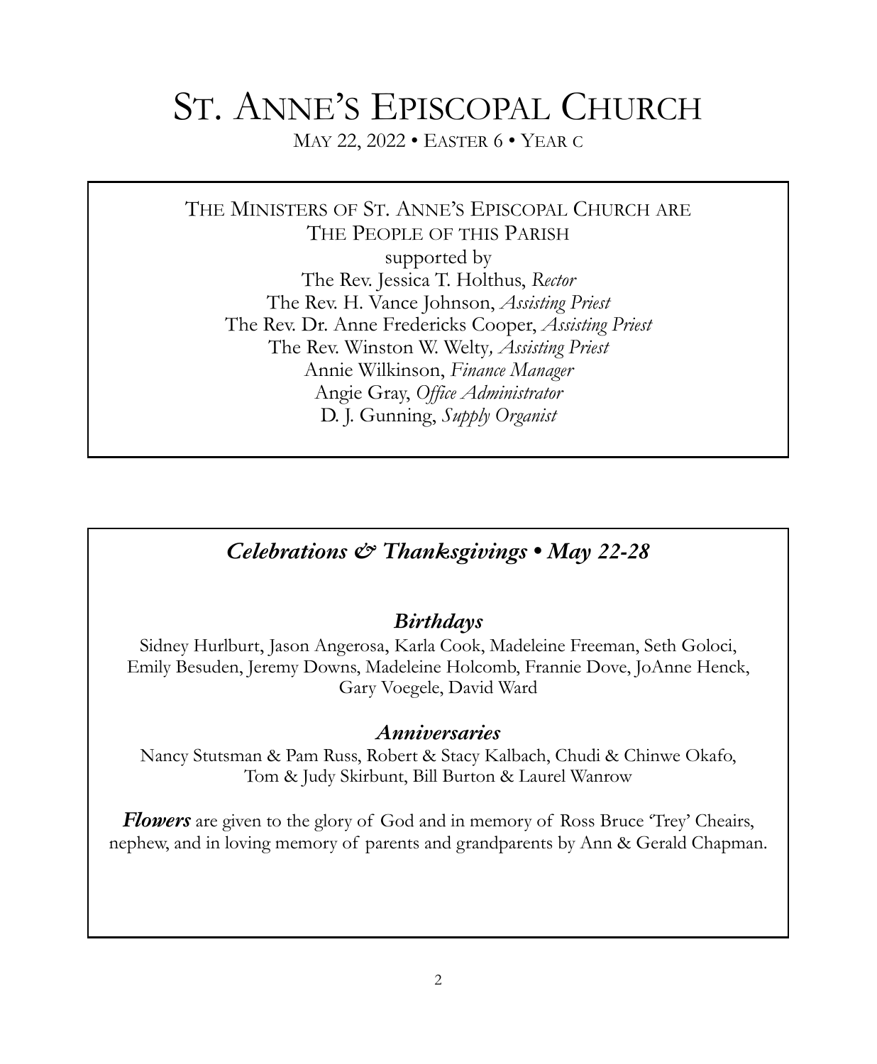# St. Anne's Episcopal Church

May 22, 2022 • Easter 6 • Year C

The Ministers of St. Anne's Episcopal Church are
The People of this Parish
supported by
The Rev. Jessica T. Holthus, *Rector*
The Rev. H. Vance Johnson, *Assisting Priest*
The Rev. Dr. Anne Fredericks Cooper, *Assisting Priest*
The Rev. Winston W. Welty*, Assisting Priest*
Annie Wilkinson, *Finance Manager*
Angie Gray, *Office Administrator*
D. J. Gunning, *Supply Organist*

## *Celebrations & Thanksgivings • May 22-28*

### *Birthdays*

Sidney Hurlburt, Jason Angerosa, Karla Cook, Madeleine Freeman, Seth Goloci, Emily Besuden, Jeremy Downs, Madeleine Holcomb, Frannie Dove, JoAnne Henck, Gary Voegele, David Ward

### *Anniversaries*

Nancy Stutsman & Pam Russ, Robert & Stacy Kalbach, Chudi & Chinwe Okafo, Tom & Judy Skirbunt, Bill Burton & Laurel Wanrow

***Flowers*** are given to the glory of God and in memory of Ross Bruce 'Trey' Cheairs, nephew, and in loving memory of parents and grandparents by Ann & Gerald Chapman.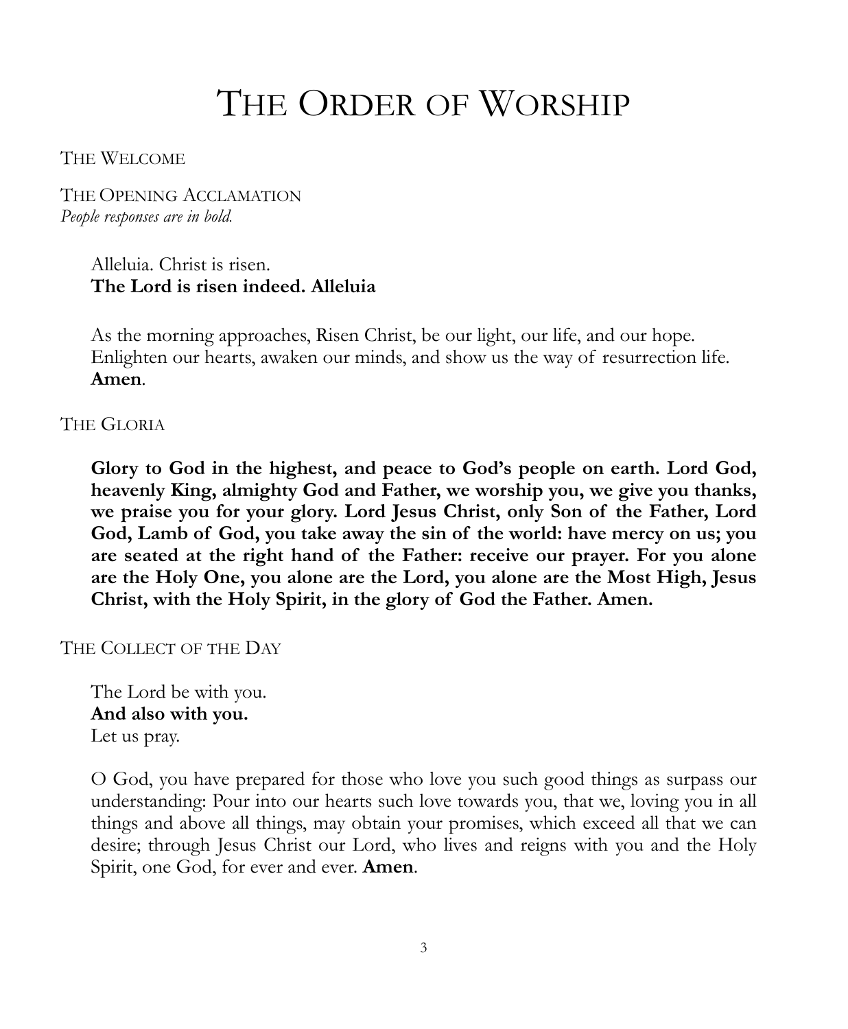# The Order of Worship

## The Welcome

## The Opening Acclamation

*People responses are in bold.*

Alleluia. Christ is risen.
**The Lord is risen indeed. Alleluia**

As the morning approaches, Risen Christ, be our light, our life, and our hope. Enlighten our hearts, awaken our minds, and show us the way of resurrection life.
**Amen**.

## The Gloria

**Glory to God in the highest, and peace to God's people on earth. Lord God, heavenly King, almighty God and Father, we worship you, we give you thanks, we praise you for your glory. Lord Jesus Christ, only Son of the Father, Lord God, Lamb of God, you take away the sin of the world: have mercy on us; you are seated at the right hand of the Father: receive our prayer. For you alone are the Holy One, you alone are the Lord, you alone are the Most High, Jesus Christ, with the Holy Spirit, in the glory of God the Father. Amen.**

## The Collect of the Day

The Lord be with you.
**And also with you.**
Let us pray.

O God, you have prepared for those who love you such good things as surpass our understanding: Pour into our hearts such love towards you, that we, loving you in all things and above all things, may obtain your promises, which exceed all that we can desire; through Jesus Christ our Lord, who lives and reigns with you and the Holy Spirit, one God, for ever and ever. **Amen**.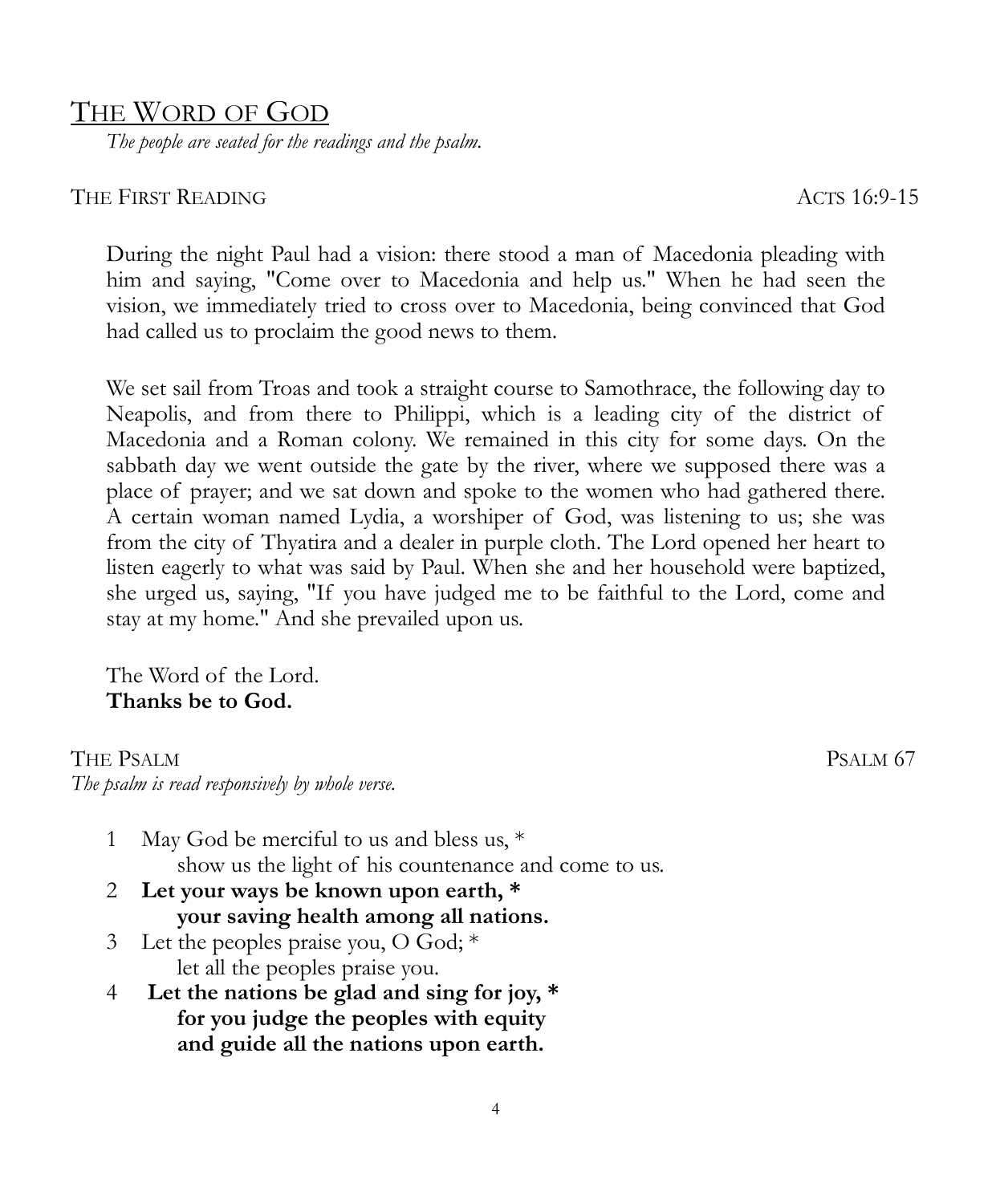## The Word of God

*The people are seated for the readings and the psalm.*

The First Reading — Acts 16:9-15

During the night Paul had a vision: there stood a man of Macedonia pleading with him and saying, "Come over to Macedonia and help us." When he had seen the vision, we immediately tried to cross over to Macedonia, being convinced that God had called us to proclaim the good news to them.

We set sail from Troas and took a straight course to Samothrace, the following day to Neapolis, and from there to Philippi, which is a leading city of the district of Macedonia and a Roman colony. We remained in this city for some days. On the sabbath day we went outside the gate by the river, where we supposed there was a place of prayer; and we sat down and spoke to the women who had gathered there. A certain woman named Lydia, a worshiper of God, was listening to us; she was from the city of Thyatira and a dealer in purple cloth. The Lord opened her heart to listen eagerly to what was said by Paul. When she and her household were baptized, she urged us, saying, "If you have judged me to be faithful to the Lord, come and stay at my home." And she prevailed upon us.

The Word of the Lord.
**Thanks be to God.**

The Psalm — Psalm 67

*The psalm is read responsively by whole verse.*

1 May God be merciful to us and bless us, *
  show us the light of his countenance and come to us.

2 **Let your ways be known upon earth, ***
  **your saving health among all nations.**

3 Let the peoples praise you, O God; *
  let all the peoples praise you.

4 **Let the nations be glad and sing for joy, ***
  **for you judge the peoples with equity**
  **and guide all the nations upon earth.**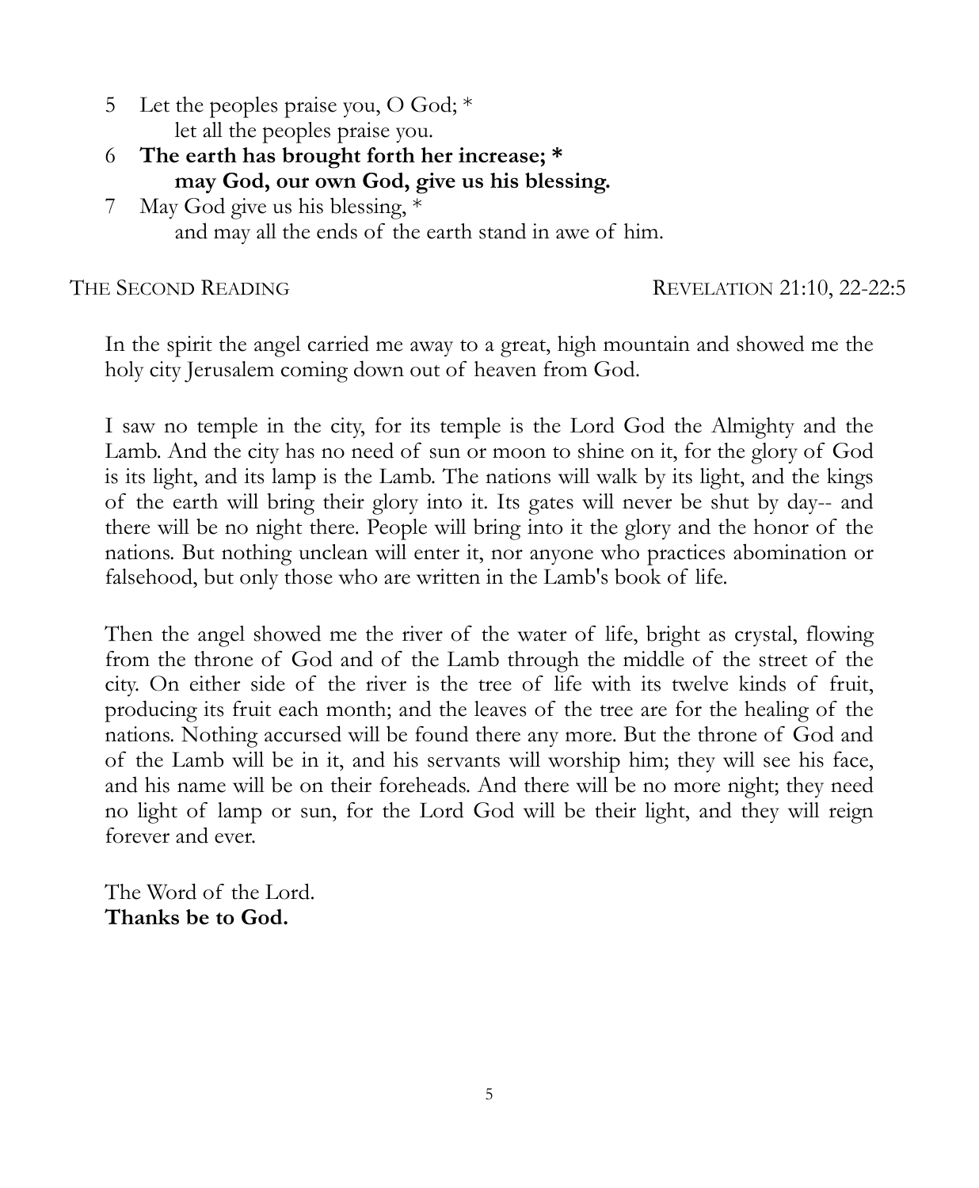5 Let the peoples praise you, O God; *
  let all the peoples praise you.

6 **The earth has brought forth her increase; ***
  **may God, our own God, give us his blessing.**

7 May God give us his blessing, *
  and may all the ends of the earth stand in awe of him.

THE SECOND READING — REVELATION 21:10, 22-22:5

In the spirit the angel carried me away to a great, high mountain and showed me the holy city Jerusalem coming down out of heaven from God.

I saw no temple in the city, for its temple is the Lord God the Almighty and the Lamb. And the city has no need of sun or moon to shine on it, for the glory of God is its light, and its lamp is the Lamb. The nations will walk by its light, and the kings of the earth will bring their glory into it. Its gates will never be shut by day-- and there will be no night there. People will bring into it the glory and the honor of the nations. But nothing unclean will enter it, nor anyone who practices abomination or falsehood, but only those who are written in the Lamb's book of life.

Then the angel showed me the river of the water of life, bright as crystal, flowing from the throne of God and of the Lamb through the middle of the street of the city. On either side of the river is the tree of life with its twelve kinds of fruit, producing its fruit each month; and the leaves of the tree are for the healing of the nations. Nothing accursed will be found there any more. But the throne of God and of the Lamb will be in it, and his servants will worship him; they will see his face, and his name will be on their foreheads. And there will be no more night; they need no light of lamp or sun, for the Lord God will be their light, and they will reign forever and ever.

The Word of the Lord.
**Thanks be to God.**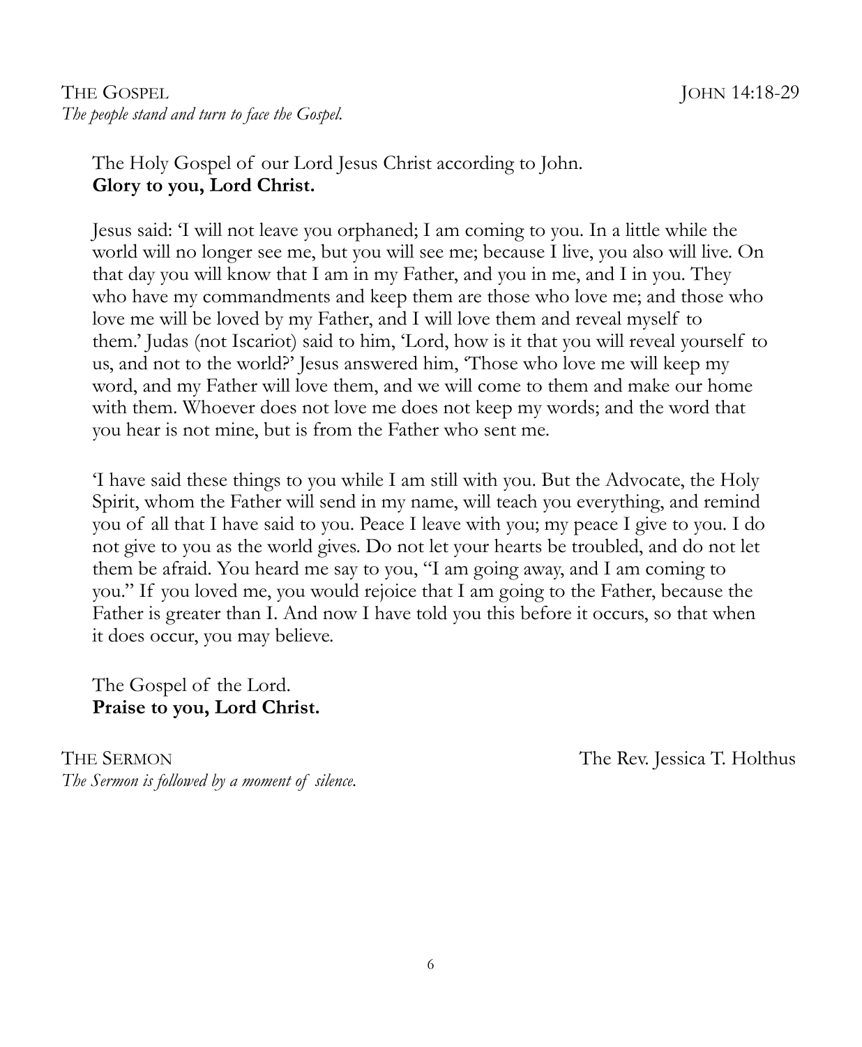THE GOSPEL JOHN 14:18-29

*The people stand and turn to face the Gospel.*

The Holy Gospel of our Lord Jesus Christ according to John.
**Glory to you, Lord Christ.**

Jesus said: 'I will not leave you orphaned; I am coming to you. In a little while the world will no longer see me, but you will see me; because I live, you also will live. On that day you will know that I am in my Father, and you in me, and I in you. They who have my commandments and keep them are those who love me; and those who love me will be loved by my Father, and I will love them and reveal myself to them.' Judas (not Iscariot) said to him, 'Lord, how is it that you will reveal yourself to us, and not to the world?' Jesus answered him, 'Those who love me will keep my word, and my Father will love them, and we will come to them and make our home with them. Whoever does not love me does not keep my words; and the word that you hear is not mine, but is from the Father who sent me.

'I have said these things to you while I am still with you. But the Advocate, the Holy Spirit, whom the Father will send in my name, will teach you everything, and remind you of all that I have said to you. Peace I leave with you; my peace I give to you. I do not give to you as the world gives. Do not let your hearts be troubled, and do not let them be afraid. You heard me say to you, "I am going away, and I am coming to you." If you loved me, you would rejoice that I am going to the Father, because the Father is greater than I. And now I have told you this before it occurs, so that when it does occur, you may believe.

The Gospel of the Lord.
**Praise to you, Lord Christ.**

THE SERMON The Rev. Jessica T. Holthus

*The Sermon is followed by a moment of silence.*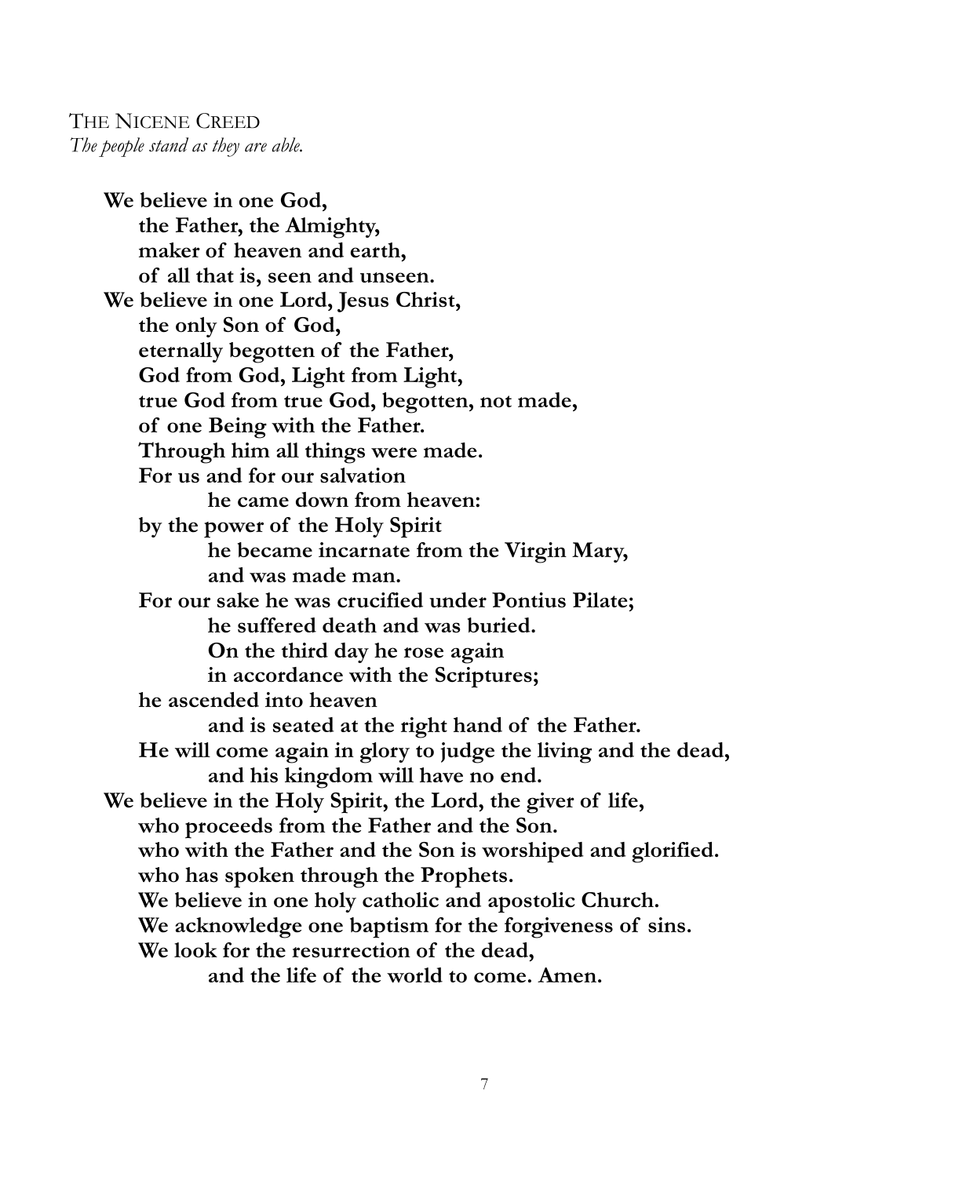## THE NICENE CREED

*The people stand as they are able.*

**We believe in one God,**
**the Father, the Almighty,**
**maker of heaven and earth,**
**of all that is, seen and unseen.**
**We believe in one Lord, Jesus Christ,**
**the only Son of God,**
**eternally begotten of the Father,**
**God from God, Light from Light,**
**true God from true God, begotten, not made,**
**of one Being with the Father.**
**Through him all things were made.**
**For us and for our salvation**
**he came down from heaven:**
**by the power of the Holy Spirit**
**he became incarnate from the Virgin Mary,**
**and was made man.**
**For our sake he was crucified under Pontius Pilate;**
**he suffered death and was buried.**
**On the third day he rose again**
**in accordance with the Scriptures;**
**he ascended into heaven**
**and is seated at the right hand of the Father.**
**He will come again in glory to judge the living and the dead,**
**and his kingdom will have no end.**
**We believe in the Holy Spirit, the Lord, the giver of life,**
**who proceeds from the Father and the Son.**
**who with the Father and the Son is worshiped and glorified.**
**who has spoken through the Prophets.**
**We believe in one holy catholic and apostolic Church.**
**We acknowledge one baptism for the forgiveness of sins.**
**We look for the resurrection of the dead,**
**and the life of the world to come. Amen.**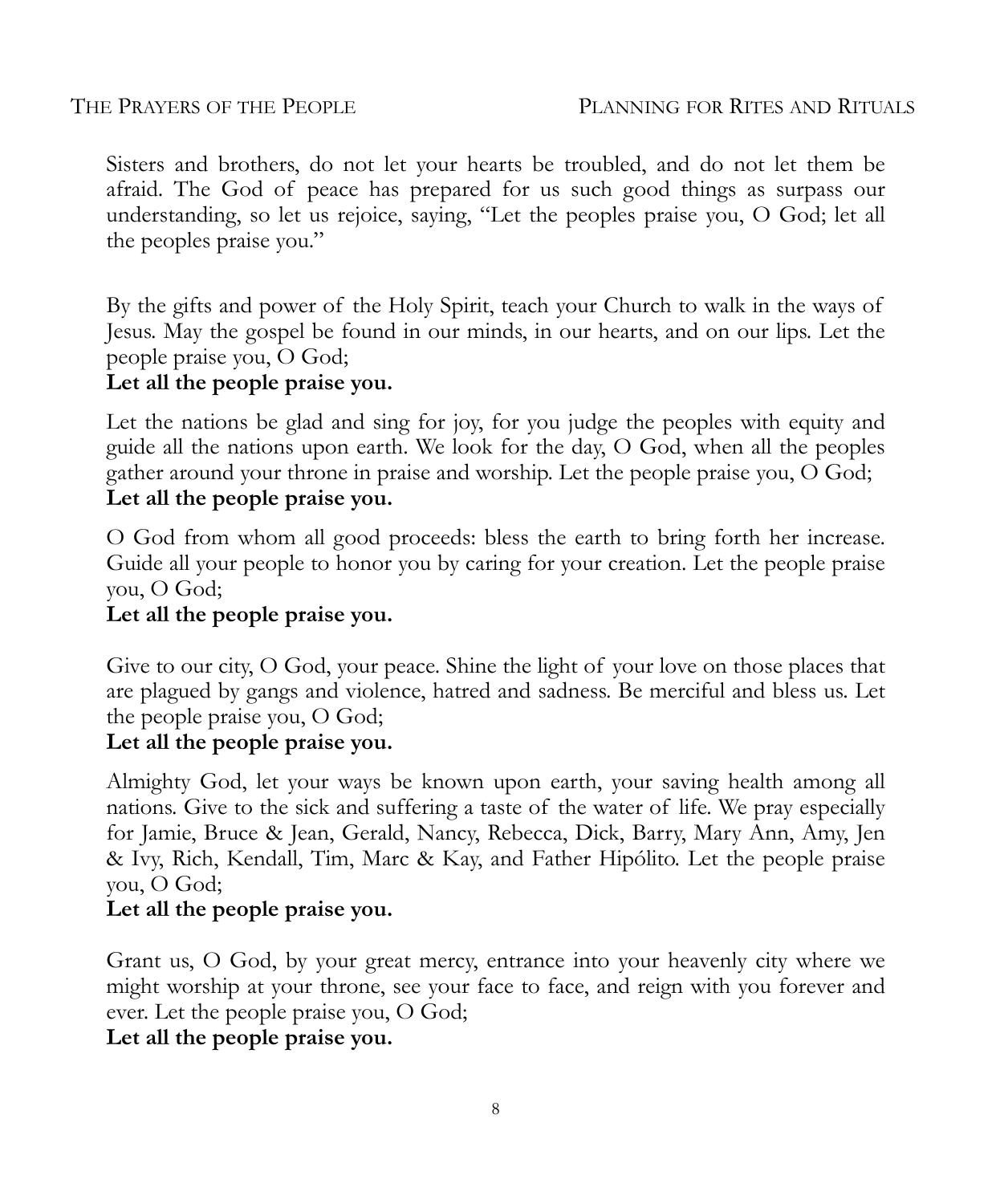Sisters and brothers, do not let your hearts be troubled, and do not let them be afraid. The God of peace has prepared for us such good things as surpass our understanding, so let us rejoice, saying, "Let the peoples praise you, O God; let all the peoples praise you."

By the gifts and power of the Holy Spirit, teach your Church to walk in the ways of Jesus. May the gospel be found in our minds, in our hearts, and on our lips. Let the people praise you, O God;
**Let all the people praise you.**

Let the nations be glad and sing for joy, for you judge the peoples with equity and guide all the nations upon earth. We look for the day, O God, when all the peoples gather around your throne in praise and worship. Let the people praise you, O God;
**Let all the people praise you.**

O God from whom all good proceeds: bless the earth to bring forth her increase. Guide all your people to honor you by caring for your creation. Let the people praise you, O God;
**Let all the people praise you.**

Give to our city, O God, your peace. Shine the light of your love on those places that are plagued by gangs and violence, hatred and sadness. Be merciful and bless us. Let the people praise you, O God;
**Let all the people praise you.**

Almighty God, let your ways be known upon earth, your saving health among all nations. Give to the sick and suffering a taste of the water of life. We pray especially for Jamie, Bruce & Jean, Gerald, Nancy, Rebecca, Dick, Barry, Mary Ann, Amy, Jen & Ivy, Rich, Kendall, Tim, Marc & Kay, and Father Hipólito. Let the people praise you, O God;
**Let all the people praise you.**

Grant us, O God, by your great mercy, entrance into your heavenly city where we might worship at your throne, see your face to face, and reign with you forever and ever. Let the people praise you, O God;
**Let all the people praise you.**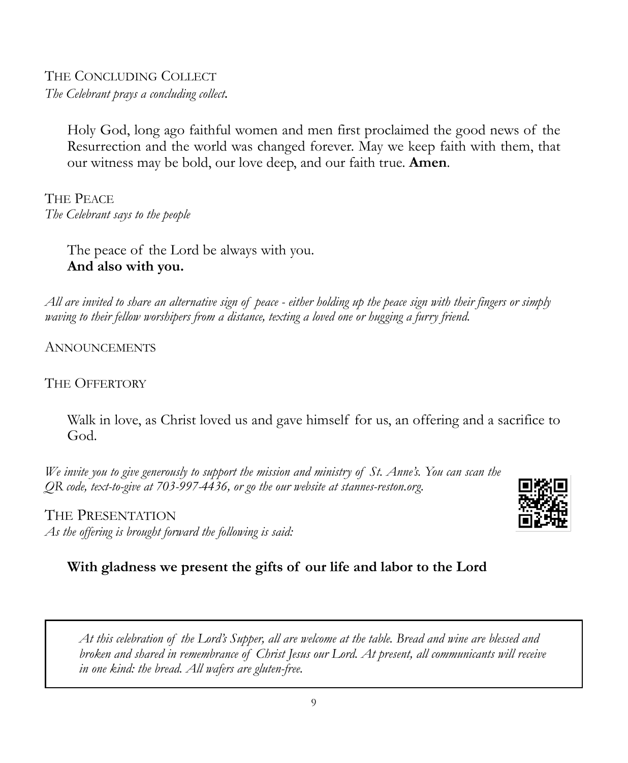THE CONCLUDING COLLECT

*The Celebrant prays a concluding collect.*

Holy God, long ago faithful women and men first proclaimed the good news of the Resurrection and the world was changed forever. May we keep faith with them, that our witness may be bold, our love deep, and our faith true. **Amen**.

THE PEACE

*The Celebrant says to the people*

The peace of the Lord be always with you.
**And also with you.**

*All are invited to share an alternative sign of peace - either holding up the peace sign with their fingers or simply waving to their fellow worshipers from a distance, texting a loved one or hugging a furry friend.*

ANNOUNCEMENTS

THE OFFERTORY

Walk in love, as Christ loved us and gave himself for us, an offering and a sacrifice to God.

*We invite you to give generously to support the mission and ministry of St. Anne's. You can scan the QR code, text-to-give at 703-997-4436, or go the our website at stannes-reston.org.*

THE PRESENTATION

*As the offering is brought forward the following is said:*

**With gladness we present the gifts of our life and labor to the Lord**

*At this celebration of the Lord's Supper, all are welcome at the table. Bread and wine are blessed and broken and shared in remembrance of Christ Jesus our Lord. At present, all communicants will receive in one kind: the bread. All wafers are gluten-free.*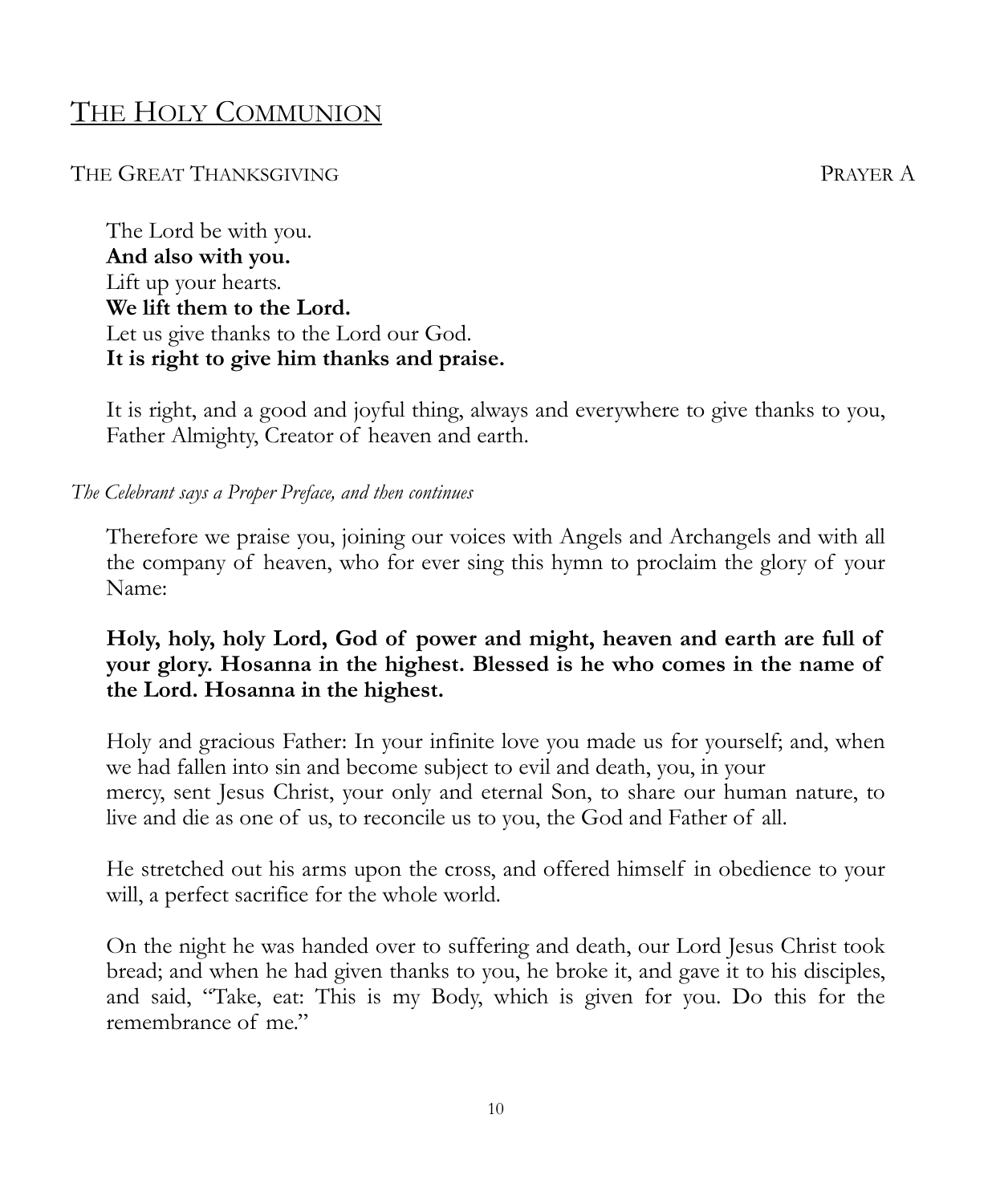# THE HOLY COMMUNION

## THE GREAT THANKSGIVING — PRAYER A

The Lord be with you.
**And also with you.**
Lift up your hearts.
**We lift them to the Lord.**
Let us give thanks to the Lord our God.
**It is right to give him thanks and praise.**

It is right, and a good and joyful thing, always and everywhere to give thanks to you, Father Almighty, Creator of heaven and earth.

*The Celebrant says a Proper Preface, and then continues*

Therefore we praise you, joining our voices with Angels and Archangels and with all the company of heaven, who for ever sing this hymn to proclaim the glory of your Name:

**Holy, holy, holy Lord, God of power and might, heaven and earth are full of your glory. Hosanna in the highest. Blessed is he who comes in the name of the Lord. Hosanna in the highest.**

Holy and gracious Father: In your infinite love you made us for yourself; and, when we had fallen into sin and become subject to evil and death, you, in your mercy, sent Jesus Christ, your only and eternal Son, to share our human nature, to live and die as one of us, to reconcile us to you, the God and Father of all.

He stretched out his arms upon the cross, and offered himself in obedience to your will, a perfect sacrifice for the whole world.

On the night he was handed over to suffering and death, our Lord Jesus Christ took bread; and when he had given thanks to you, he broke it, and gave it to his disciples, and said, "Take, eat: This is my Body, which is given for you. Do this for the remembrance of me."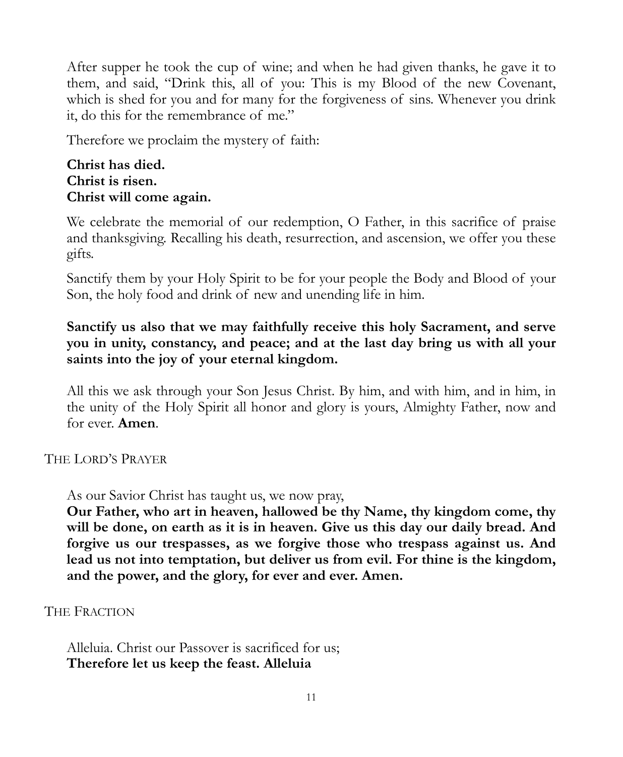After supper he took the cup of wine; and when he had given thanks, he gave it to them, and said, "Drink this, all of you: This is my Blood of the new Covenant, which is shed for you and for many for the forgiveness of sins. Whenever you drink it, do this for the remembrance of me."

Therefore we proclaim the mystery of faith:

**Christ has died.**
**Christ is risen.**
**Christ will come again.**

We celebrate the memorial of our redemption, O Father, in this sacrifice of praise and thanksgiving. Recalling his death, resurrection, and ascension, we offer you these gifts.

Sanctify them by your Holy Spirit to be for your people the Body and Blood of your Son, the holy food and drink of new and unending life in him.

**Sanctify us also that we may faithfully receive this holy Sacrament, and serve you in unity, constancy, and peace; and at the last day bring us with all your saints into the joy of your eternal kingdom.**

All this we ask through your Son Jesus Christ. By him, and with him, and in him, in the unity of the Holy Spirit all honor and glory is yours, Almighty Father, now and for ever. **Amen**.

THE LORD'S PRAYER

As our Savior Christ has taught us, we now pray,
**Our Father, who art in heaven, hallowed be thy Name, thy kingdom come, thy will be done, on earth as it is in heaven. Give us this day our daily bread. And forgive us our trespasses, as we forgive those who trespass against us. And lead us not into temptation, but deliver us from evil. For thine is the kingdom, and the power, and the glory, for ever and ever. Amen.**

THE FRACTION

Alleluia. Christ our Passover is sacrificed for us;
**Therefore let us keep the feast. Alleluia**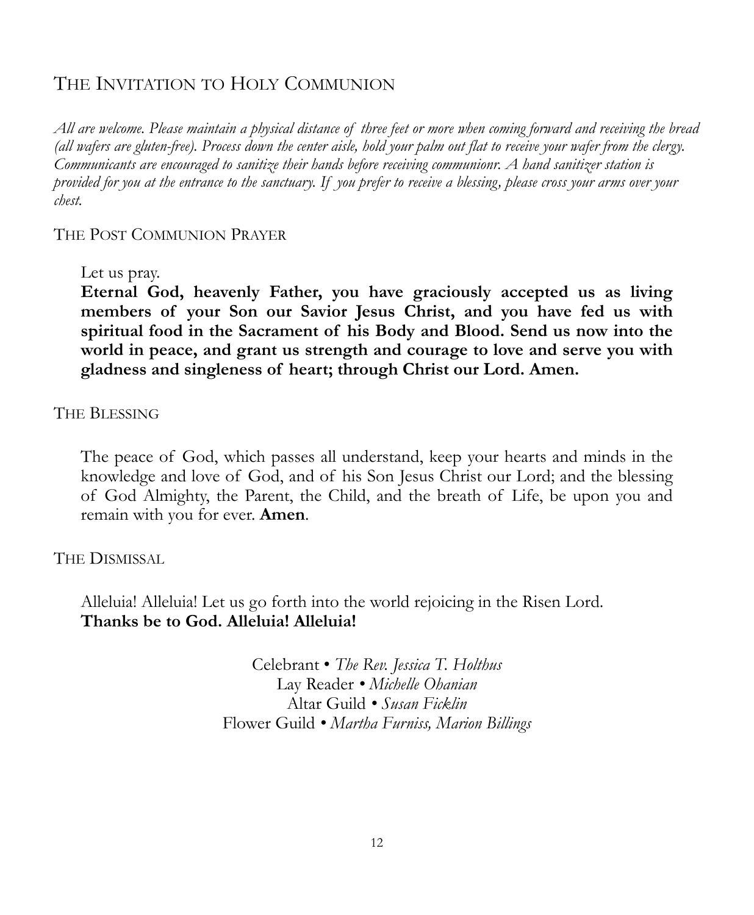## The Invitation to Holy Communion

*All are welcome. Please maintain a physical distance of three feet or more when coming forward and receiving the bread (all wafers are gluten-free). Process down the center aisle, hold your palm out flat to receive your wafer from the clergy. Communicants are encouraged to sanitize their hands before receiving communionr. A hand sanitizer station is provided for you at the entrance to the sanctuary. If you prefer to receive a blessing, please cross your arms over your chest.*

### The Post Communion Prayer

Let us pray.
**Eternal God, heavenly Father, you have graciously accepted us as living members of your Son our Savior Jesus Christ, and you have fed us with spiritual food in the Sacrament of his Body and Blood. Send us now into the world in peace, and grant us strength and courage to love and serve you with gladness and singleness of heart; through Christ our Lord. Amen.**

### The Blessing

The peace of God, which passes all understand, keep your hearts and minds in the knowledge and love of God, and of his Son Jesus Christ our Lord; and the blessing of God Almighty, the Parent, the Child, and the breath of Life, be upon you and remain with you for ever. **Amen**.

### The Dismissal

Alleluia! Alleluia! Let us go forth into the world rejoicing in the Risen Lord.
**Thanks be to God. Alleluia! Alleluia!**

Celebrant • *The Rev. Jessica T. Holthus*
Lay Reader • *Michelle Ohanian*
Altar Guild • *Susan Ficklin*
Flower Guild • *Martha Furniss, Marion Billings*